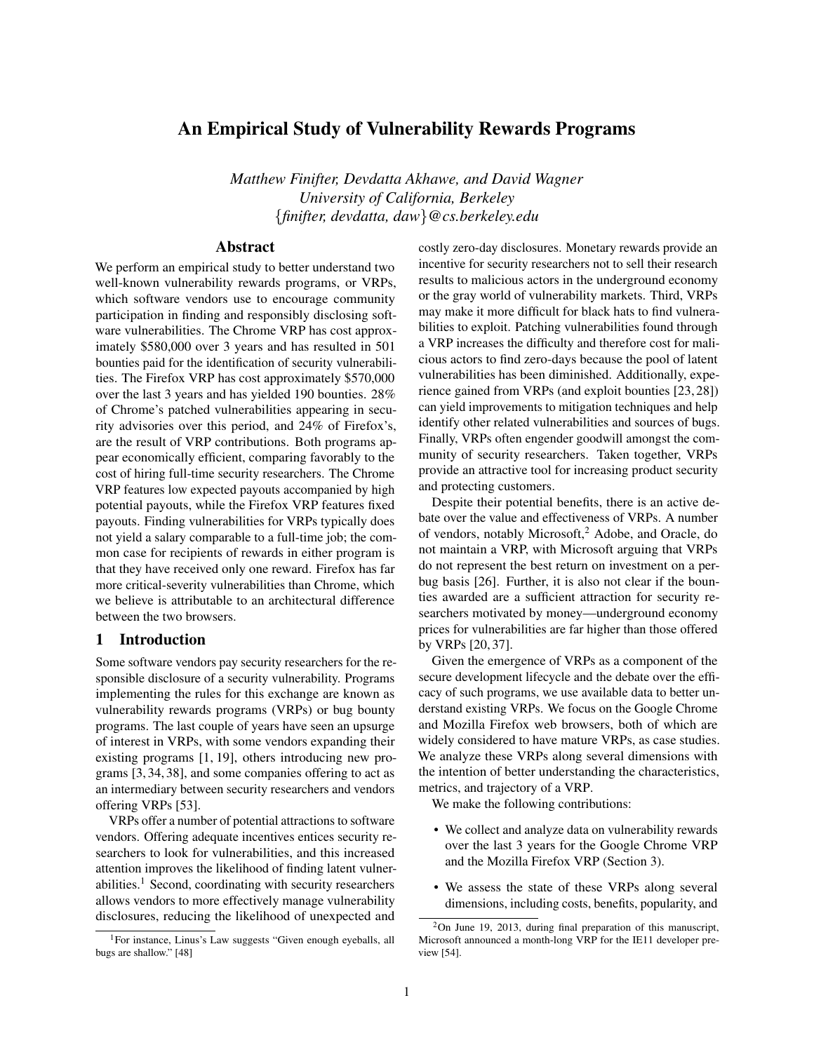# An Empirical Study of Vulnerability Rewards Programs

*Matthew Finifter, Devdatta Akhawe, and David Wagner*
*University of California, Berkeley*
*{finifter, devdatta, daw}@cs.berkeley.edu*

## Abstract

We perform an empirical study to better understand two well-known vulnerability rewards programs, or VRPs, which software vendors use to encourage community participation in finding and responsibly disclosing software vulnerabilities. The Chrome VRP has cost approximately $580,000 over 3 years and has resulted in 501 bounties paid for the identification of security vulnerabilities. The Firefox VRP has cost approximately $570,000 over the last 3 years and has yielded 190 bounties. 28% of Chrome's patched vulnerabilities appearing in security advisories over this period, and 24% of Firefox's, are the result of VRP contributions. Both programs appear economically efficient, comparing favorably to the cost of hiring full-time security researchers. The Chrome VRP features low expected payouts accompanied by high potential payouts, while the Firefox VRP features fixed payouts. Finding vulnerabilities for VRPs typically does not yield a salary comparable to a full-time job; the common case for recipients of rewards in either program is that they have received only one reward. Firefox has far more critical-severity vulnerabilities than Chrome, which we believe is attributable to an architectural difference between the two browsers.

## 1 Introduction

Some software vendors pay security researchers for the responsible disclosure of a security vulnerability. Programs implementing the rules for this exchange are known as vulnerability rewards programs (VRPs) or bug bounty programs. The last couple of years have seen an upsurge of interest in VRPs, with some vendors expanding their existing programs [1, 19], others introducing new programs [3, 34, 38], and some companies offering to act as an intermediary between security researchers and vendors offering VRPs [53].

VRPs offer a number of potential attractions to software vendors. Offering adequate incentives entices security researchers to look for vulnerabilities, and this increased attention improves the likelihood of finding latent vulnerabilities.[1] Second, coordinating with security researchers allows vendors to more effectively manage vulnerability disclosures, reducing the likelihood of unexpected and costly zero-day disclosures. Monetary rewards provide an incentive for security researchers not to sell their research results to malicious actors in the underground economy or the gray world of vulnerability markets. Third, VRPs may make it more difficult for black hats to find vulnerabilities to exploit. Patching vulnerabilities found through a VRP increases the difficulty and therefore cost for malicious actors to find zero-days because the pool of latent vulnerabilities has been diminished. Additionally, experience gained from VRPs (and exploit bounties [23, 28]) can yield improvements to mitigation techniques and help identify other related vulnerabilities and sources of bugs. Finally, VRPs often engender goodwill amongst the community of security researchers. Taken together, VRPs provide an attractive tool for increasing product security and protecting customers.

Despite their potential benefits, there is an active debate over the value and effectiveness of VRPs. A number of vendors, notably Microsoft,[2] Adobe, and Oracle, do not maintain a VRP, with Microsoft arguing that VRPs do not represent the best return on investment on a per-bug basis [26]. Further, it is also not clear if the bounties awarded are a sufficient attraction for security researchers motivated by money—underground economy prices for vulnerabilities are far higher than those offered by VRPs [20, 37].

Given the emergence of VRPs as a component of the secure development lifecycle and the debate over the efficacy of such programs, we use available data to better understand existing VRPs. We focus on the Google Chrome and Mozilla Firefox web browsers, both of which are widely considered to have mature VRPs, as case studies. We analyze these VRPs along several dimensions with the intention of better understanding the characteristics, metrics, and trajectory of a VRP.

We make the following contributions:

- We collect and analyze data on vulnerability rewards over the last 3 years for the Google Chrome VRP and the Mozilla Firefox VRP (Section 3).
- We assess the state of these VRPs along several dimensions, including costs, benefits, popularity, and

[1] For instance, Linus's Law suggests "Given enough eyeballs, all bugs are shallow." [48]

[2] On June 19, 2013, during final preparation of this manuscript, Microsoft announced a month-long VRP for the IE11 developer preview [54].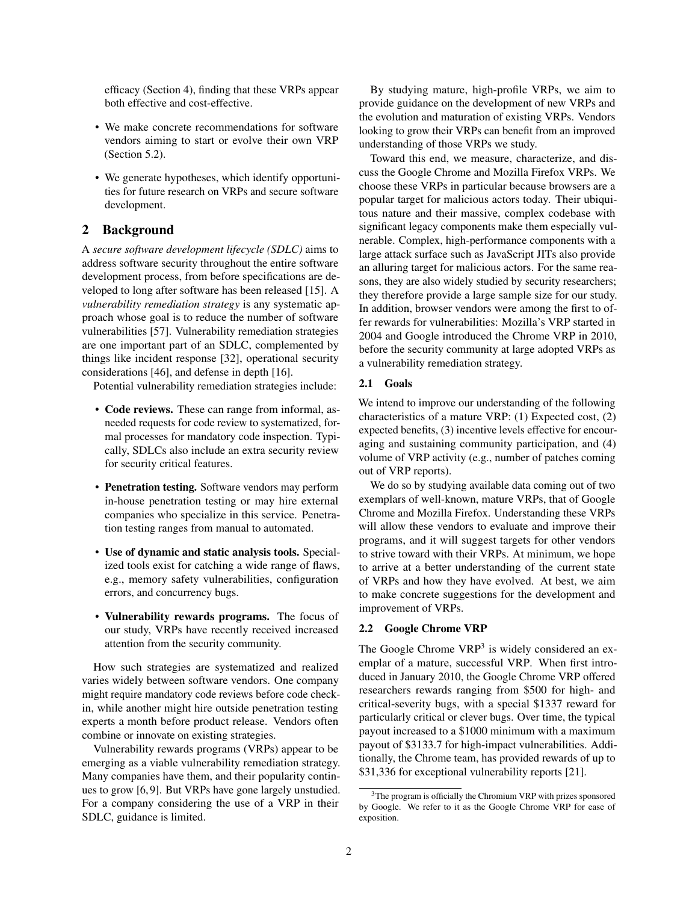efficacy (Section 4), finding that these VRPs appear both effective and cost-effective.

- We make concrete recommendations for software vendors aiming to start or evolve their own VRP (Section 5.2).
- We generate hypotheses, which identify opportunities for future research on VRPs and secure software development.

## 2 Background

A *secure software development lifecycle (SDLC)* aims to address software security throughout the entire software development process, from before specifications are developed to long after software has been released [15]. A *vulnerability remediation strategy* is any systematic approach whose goal is to reduce the number of software vulnerabilities [57]. Vulnerability remediation strategies are one important part of an SDLC, complemented by things like incident response [32], operational security considerations [46], and defense in depth [16].

Potential vulnerability remediation strategies include:

- **Code reviews.** These can range from informal, as-needed requests for code review to systematized, formal processes for mandatory code inspection. Typically, SDLCs also include an extra security review for security critical features.
- **Penetration testing.** Software vendors may perform in-house penetration testing or may hire external companies who specialize in this service. Penetration testing ranges from manual to automated.
- **Use of dynamic and static analysis tools.** Specialized tools exist for catching a wide range of flaws, e.g., memory safety vulnerabilities, configuration errors, and concurrency bugs.
- **Vulnerability rewards programs.** The focus of our study, VRPs have recently received increased attention from the security community.

How such strategies are systematized and realized varies widely between software vendors. One company might require mandatory code reviews before code check-in, while another might hire outside penetration testing experts a month before product release. Vendors often combine or innovate on existing strategies.

Vulnerability rewards programs (VRPs) appear to be emerging as a viable vulnerability remediation strategy. Many companies have them, and their popularity continues to grow [6, 9]. But VRPs have gone largely unstudied. For a company considering the use of a VRP in their SDLC, guidance is limited.

By studying mature, high-profile VRPs, we aim to provide guidance on the development of new VRPs and the evolution and maturation of existing VRPs. Vendors looking to grow their VRPs can benefit from an improved understanding of those VRPs we study.

Toward this end, we measure, characterize, and discuss the Google Chrome and Mozilla Firefox VRPs. We choose these VRPs in particular because browsers are a popular target for malicious actors today. Their ubiquitous nature and their massive, complex codebase with significant legacy components make them especially vulnerable. Complex, high-performance components with a large attack surface such as JavaScript JITs also provide an alluring target for malicious actors. For the same reasons, they are also widely studied by security researchers; they therefore provide a large sample size for our study. In addition, browser vendors were among the first to offer rewards for vulnerabilities: Mozilla's VRP started in 2004 and Google introduced the Chrome VRP in 2010, before the security community at large adopted VRPs as a vulnerability remediation strategy.

### 2.1 Goals

We intend to improve our understanding of the following characteristics of a mature VRP: (1) Expected cost, (2) expected benefits, (3) incentive levels effective for encouraging and sustaining community participation, and (4) volume of VRP activity (e.g., number of patches coming out of VRP reports).

We do so by studying available data coming out of two exemplars of well-known, mature VRPs, that of Google Chrome and Mozilla Firefox. Understanding these VRPs will allow these vendors to evaluate and improve their programs, and it will suggest targets for other vendors to strive toward with their VRPs. At minimum, we hope to arrive at a better understanding of the current state of VRPs and how they have evolved. At best, we aim to make concrete suggestions for the development and improvement of VRPs.

### 2.2 Google Chrome VRP

The Google Chrome VRP[3] is widely considered an exemplar of a mature, successful VRP. When first introduced in January 2010, the Google Chrome VRP offered researchers rewards ranging from \$500 for high- and critical-severity bugs, with a special \$1337 reward for particularly critical or clever bugs. Over time, the typical payout increased to a \$1000 minimum with a maximum payout of \$3133.7 for high-impact vulnerabilities. Additionally, the Chrome team, has provided rewards of up to \$31,336 for exceptional vulnerability reports [21].

[3] The program is officially the Chromium VRP with prizes sponsored by Google. We refer to it as the Google Chrome VRP for ease of exposition.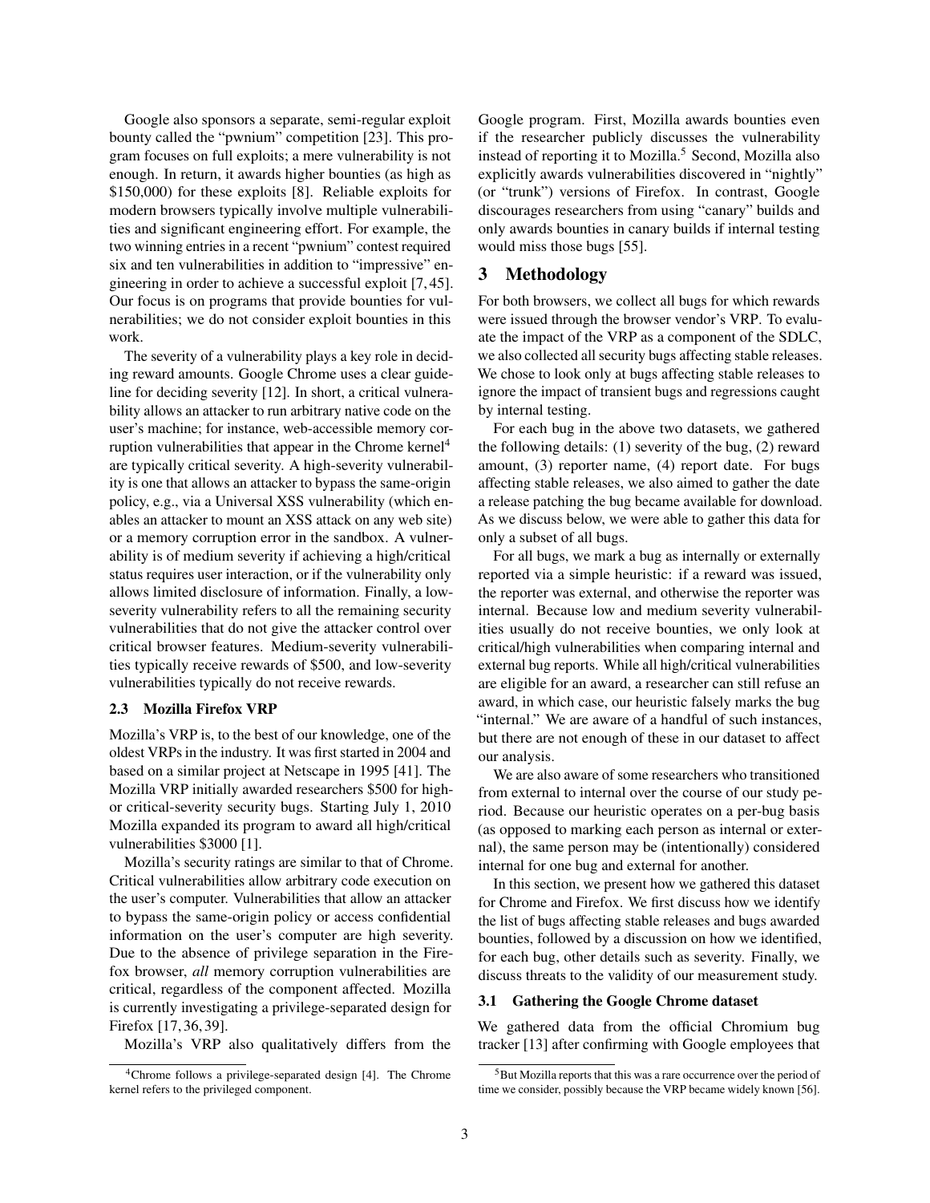Google also sponsors a separate, semi-regular exploit bounty called the "pwnium" competition [23]. This program focuses on full exploits; a mere vulnerability is not enough. In return, it awards higher bounties (as high as \$150,000) for these exploits [8]. Reliable exploits for modern browsers typically involve multiple vulnerabilities and significant engineering effort. For example, the two winning entries in a recent "pwnium" contest required six and ten vulnerabilities in addition to "impressive" engineering in order to achieve a successful exploit [7, 45]. Our focus is on programs that provide bounties for vulnerabilities; we do not consider exploit bounties in this work.

The severity of a vulnerability plays a key role in deciding reward amounts. Google Chrome uses a clear guideline for deciding severity [12]. In short, a critical vulnerability allows an attacker to run arbitrary native code on the user's machine; for instance, web-accessible memory corruption vulnerabilities that appear in the Chrome kernel[4] are typically critical severity. A high-severity vulnerability is one that allows an attacker to bypass the same-origin policy, e.g., via a Universal XSS vulnerability (which enables an attacker to mount an XSS attack on any web site) or a memory corruption error in the sandbox. A vulnerability is of medium severity if achieving a high/critical status requires user interaction, or if the vulnerability only allows limited disclosure of information. Finally, a low-severity vulnerability refers to all the remaining security vulnerabilities that do not give the attacker control over critical browser features. Medium-severity vulnerabilities typically receive rewards of \$500, and low-severity vulnerabilities typically do not receive rewards.

### 2.3 Mozilla Firefox VRP

Mozilla's VRP is, to the best of our knowledge, one of the oldest VRPs in the industry. It was first started in 2004 and based on a similar project at Netscape in 1995 [41]. The Mozilla VRP initially awarded researchers \$500 for high- or critical-severity security bugs. Starting July 1, 2010 Mozilla expanded its program to award all high/critical vulnerabilities \$3000 [1].

Mozilla's security ratings are similar to that of Chrome. Critical vulnerabilities allow arbitrary code execution on the user's computer. Vulnerabilities that allow an attacker to bypass the same-origin policy or access confidential information on the user's computer are high severity. Due to the absence of privilege separation in the Firefox browser, *all* memory corruption vulnerabilities are critical, regardless of the component affected. Mozilla is currently investigating a privilege-separated design for Firefox [17, 36, 39].

Mozilla's VRP also qualitatively differs from the Google program. First, Mozilla awards bounties even if the researcher publicly discusses the vulnerability instead of reporting it to Mozilla.[5] Second, Mozilla also explicitly awards vulnerabilities discovered in "nightly" (or "trunk") versions of Firefox. In contrast, Google discourages researchers from using "canary" builds and only awards bounties in canary builds if internal testing would miss those bugs [55].

## 3 Methodology

For both browsers, we collect all bugs for which rewards were issued through the browser vendor's VRP. To evaluate the impact of the VRP as a component of the SDLC, we also collected all security bugs affecting stable releases. We chose to look only at bugs affecting stable releases to ignore the impact of transient bugs and regressions caught by internal testing.

For each bug in the above two datasets, we gathered the following details: (1) severity of the bug, (2) reward amount, (3) reporter name, (4) report date. For bugs affecting stable releases, we also aimed to gather the date a release patching the bug became available for download. As we discuss below, we were able to gather this data for only a subset of all bugs.

For all bugs, we mark a bug as internally or externally reported via a simple heuristic: if a reward was issued, the reporter was external, and otherwise the reporter was internal. Because low and medium severity vulnerabilities usually do not receive bounties, we only look at critical/high vulnerabilities when comparing internal and external bug reports. While all high/critical vulnerabilities are eligible for an award, a researcher can still refuse an award, in which case, our heuristic falsely marks the bug "internal." We are aware of a handful of such instances, but there are not enough of these in our dataset to affect our analysis.

We are also aware of some researchers who transitioned from external to internal over the course of our study period. Because our heuristic operates on a per-bug basis (as opposed to marking each person as internal or external), the same person may be (intentionally) considered internal for one bug and external for another.

In this section, we present how we gathered this dataset for Chrome and Firefox. We first discuss how we identify the list of bugs affecting stable releases and bugs awarded bounties, followed by a discussion on how we identified, for each bug, other details such as severity. Finally, we discuss threats to the validity of our measurement study.

### 3.1 Gathering the Google Chrome dataset

We gathered data from the official Chromium bug tracker [13] after confirming with Google employees that

[4] Chrome follows a privilege-separated design [4]. The Chrome kernel refers to the privileged component.

[5] But Mozilla reports that this was a rare occurrence over the period of time we consider, possibly because the VRP became widely known [56].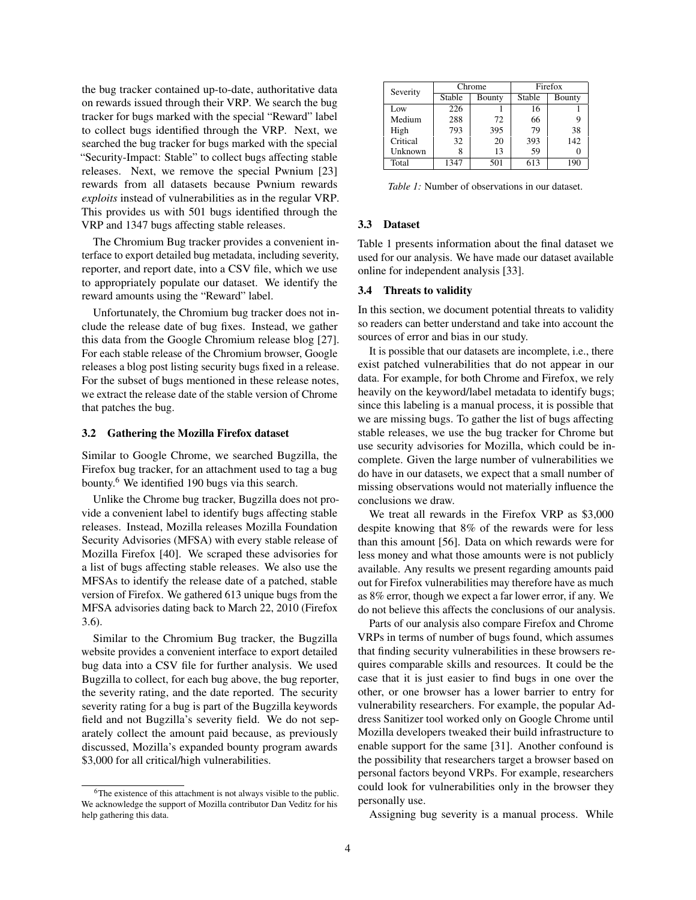the bug tracker contained up-to-date, authoritative data on rewards issued through their VRP. We search the bug tracker for bugs marked with the special "Reward" label to collect bugs identified through the VRP. Next, we searched the bug tracker for bugs marked with the special "Security-Impact: Stable" to collect bugs affecting stable releases. Next, we remove the special Pwnium [23] rewards from all datasets because Pwnium rewards *exploits* instead of vulnerabilities as in the regular VRP. This provides us with 501 bugs identified through the VRP and 1347 bugs affecting stable releases.

The Chromium Bug tracker provides a convenient interface to export detailed bug metadata, including severity, reporter, and report date, into a CSV file, which we use to appropriately populate our dataset. We identify the reward amounts using the "Reward" label.

Unfortunately, the Chromium bug tracker does not include the release date of bug fixes. Instead, we gather this data from the Google Chromium release blog [27]. For each stable release of the Chromium browser, Google releases a blog post listing security bugs fixed in a release. For the subset of bugs mentioned in these release notes, we extract the release date of the stable version of Chrome that patches the bug.

### 3.2 Gathering the Mozilla Firefox dataset

Similar to Google Chrome, we searched Bugzilla, the Firefox bug tracker, for an attachment used to tag a bug bounty.[6] We identified 190 bugs via this search.

Unlike the Chrome bug tracker, Bugzilla does not provide a convenient label to identify bugs affecting stable releases. Instead, Mozilla releases Mozilla Foundation Security Advisories (MFSA) with every stable release of Mozilla Firefox [40]. We scraped these advisories for a list of bugs affecting stable releases. We also use the MFSAs to identify the release date of a patched, stable version of Firefox. We gathered 613 unique bugs from the MFSA advisories dating back to March 22, 2010 (Firefox 3.6).

Similar to the Chromium Bug tracker, the Bugzilla website provides a convenient interface to export detailed bug data into a CSV file for further analysis. We used Bugzilla to collect, for each bug above, the bug reporter, the severity rating, and the date reported. The security severity rating for a bug is part of the Bugzilla keywords field and not Bugzilla's severity field. We do not separately collect the amount paid because, as previously discussed, Mozilla's expanded bounty program awards \$3,000 for all critical/high vulnerabilities.

[6] The existence of this attachment is not always visible to the public. We acknowledge the support of Mozilla contributor Dan Veditz for his help gathering this data.

| Severity | Chrome | | Firefox | |
|---|---|---|---|---|
| | Stable | Bounty | Stable | Bounty |
| Low | 226 | 1 | 16 | 1 |
| Medium | 288 | 72 | 66 | 9 |
| High | 793 | 395 | 79 | 38 |
| Critical | 32 | 20 | 393 | 142 |
| Unknown | 8 | 13 | 59 | 0 |
| Total | 1347 | 501 | 613 | 190 |

*Table 1:* Number of observations in our dataset.

### 3.3 Dataset

Table 1 presents information about the final dataset we used for our analysis. We have made our dataset available online for independent analysis [33].

### 3.4 Threats to validity

In this section, we document potential threats to validity so readers can better understand and take into account the sources of error and bias in our study.

It is possible that our datasets are incomplete, i.e., there exist patched vulnerabilities that do not appear in our data. For example, for both Chrome and Firefox, we rely heavily on the keyword/label metadata to identify bugs; since this labeling is a manual process, it is possible that we are missing bugs. To gather the list of bugs affecting stable releases, we use the bug tracker for Chrome but use security advisories for Mozilla, which could be incomplete. Given the large number of vulnerabilities we do have in our datasets, we expect that a small number of missing observations would not materially influence the conclusions we draw.

We treat all rewards in the Firefox VRP as \$3,000 despite knowing that 8% of the rewards were for less than this amount [56]. Data on which rewards were for less money and what those amounts were is not publicly available. Any results we present regarding amounts paid out for Firefox vulnerabilities may therefore have as much as 8% error, though we expect a far lower error, if any. We do not believe this affects the conclusions of our analysis.

Parts of our analysis also compare Firefox and Chrome VRPs in terms of number of bugs found, which assumes that finding security vulnerabilities in these browsers requires comparable skills and resources. It could be the case that it is just easier to find bugs in one over the other, or one browser has a lower barrier to entry for vulnerability researchers. For example, the popular Address Sanitizer tool worked only on Google Chrome until Mozilla developers tweaked their build infrastructure to enable support for the same [31]. Another confound is the possibility that researchers target a browser based on personal factors beyond VRPs. For example, researchers could look for vulnerabilities only in the browser they personally use.

Assigning bug severity is a manual process. While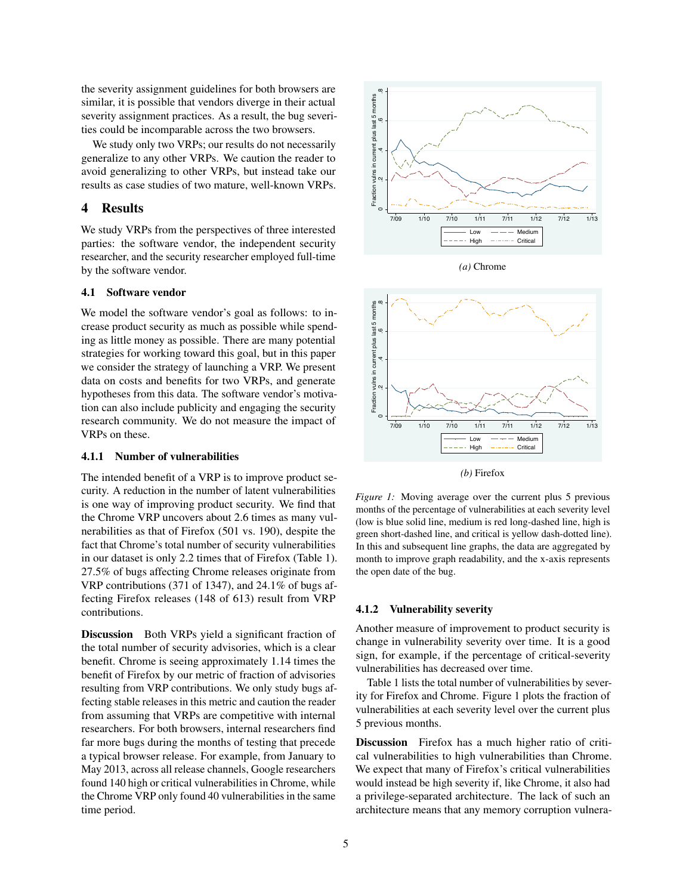the severity assignment guidelines for both browsers are similar, it is possible that vendors diverge in their actual severity assignment practices. As a result, the bug severities could be incomparable across the two browsers.

We study only two VRPs; our results do not necessarily generalize to any other VRPs. We caution the reader to avoid generalizing to other VRPs, but instead take our results as case studies of two mature, well-known VRPs.

# 4 Results

We study VRPs from the perspectives of three interested parties: the software vendor, the independent security researcher, and the security researcher employed full-time by the software vendor.

## 4.1 Software vendor

We model the software vendor's goal as follows: to increase product security as much as possible while spending as little money as possible. There are many potential strategies for working toward this goal, but in this paper we consider the strategy of launching a VRP. We present data on costs and benefits for two VRPs, and generate hypotheses from this data. The software vendor's motivation can also include publicity and engaging the security research community. We do not measure the impact of VRPs on these.

### 4.1.1 Number of vulnerabilities

The intended benefit of a VRP is to improve product security. A reduction in the number of latent vulnerabilities is one way of improving product security. We find that the Chrome VRP uncovers about 2.6 times as many vulnerabilities as that of Firefox (501 vs. 190), despite the fact that Chrome's total number of security vulnerabilities in our dataset is only 2.2 times that of Firefox (Table 1). 27.5% of bugs affecting Chrome releases originate from VRP contributions (371 of 1347), and 24.1% of bugs affecting Firefox releases (148 of 613) result from VRP contributions.

**Discussion** Both VRPs yield a significant fraction of the total number of security advisories, which is a clear benefit. Chrome is seeing approximately 1.14 times the benefit of Firefox by our metric of fraction of advisories resulting from VRP contributions. We only study bugs affecting stable releases in this metric and caution the reader from assuming that VRPs are competitive with internal researchers. For both browsers, internal researchers find far more bugs during the months of testing that precede a typical browser release. For example, from January to May 2013, across all release channels, Google researchers found 140 high or critical vulnerabilities in Chrome, while the Chrome VRP only found 40 vulnerabilities in the same time period.

*(a)* Chrome

*(b)* Firefox

*Figure 1:* Moving average over the current plus 5 previous months of the percentage of vulnerabilities at each severity level (low is blue solid line, medium is red long-dashed line, high is green short-dashed line, and critical is yellow dash-dotted line). In this and subsequent line graphs, the data are aggregated by month to improve graph readability, and the x-axis represents the open date of the bug.

### 4.1.2 Vulnerability severity

Another measure of improvement to product security is change in vulnerability severity over time. It is a good sign, for example, if the percentage of critical-severity vulnerabilities has decreased over time.

Table 1 lists the total number of vulnerabilities by severity for Firefox and Chrome. Figure 1 plots the fraction of vulnerabilities at each severity level over the current plus 5 previous months.

**Discussion** Firefox has a much higher ratio of critical vulnerabilities to high vulnerabilities than Chrome. We expect that many of Firefox's critical vulnerabilities would instead be high severity if, like Chrome, it also had a privilege-separated architecture. The lack of such an architecture means that any memory corruption vulnera-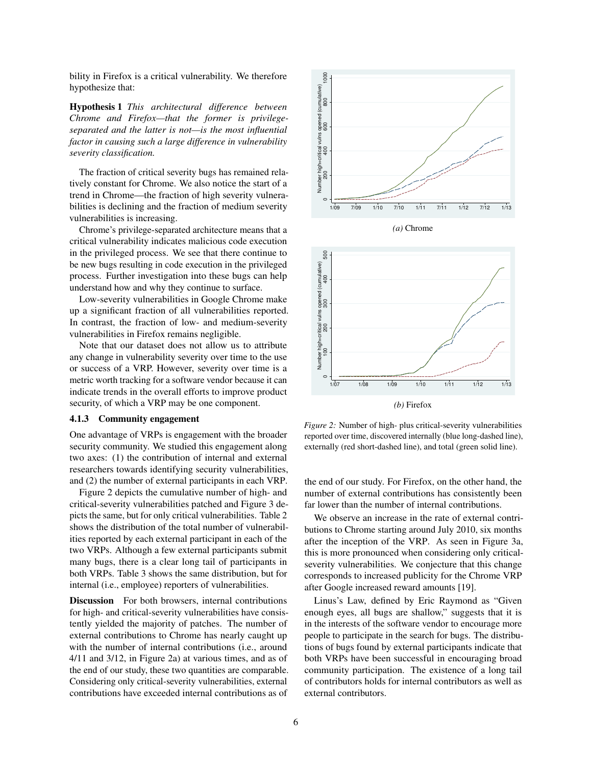bility in Firefox is a critical vulnerability. We therefore hypothesize that:

**Hypothesis 1** *This architectural difference between Chrome and Firefox—that the former is privilege-separated and the latter is not—is the most influential factor in causing such a large difference in vulnerability severity classification.*

The fraction of critical severity bugs has remained relatively constant for Chrome. We also notice the start of a trend in Chrome—the fraction of high severity vulnerabilities is declining and the fraction of medium severity vulnerabilities is increasing.

Chrome's privilege-separated architecture means that a critical vulnerability indicates malicious code execution in the privileged process. We see that there continue to be new bugs resulting in code execution in the privileged process. Further investigation into these bugs can help understand how and why they continue to surface.

Low-severity vulnerabilities in Google Chrome make up a significant fraction of all vulnerabilities reported. In contrast, the fraction of low- and medium-severity vulnerabilities in Firefox remains negligible.

Note that our dataset does not allow us to attribute any change in vulnerability severity over time to the use or success of a VRP. However, severity over time is a metric worth tracking for a software vendor because it can indicate trends in the overall efforts to improve product security, of which a VRP may be one component.

### 4.1.3 Community engagement

One advantage of VRPs is engagement with the broader security community. We studied this engagement along two axes: (1) the contribution of internal and external researchers towards identifying security vulnerabilities, and (2) the number of external participants in each VRP.

Figure 2 depicts the cumulative number of high- and critical-severity vulnerabilities patched and Figure 3 depicts the same, but for only critical vulnerabilities. Table 2 shows the distribution of the total number of vulnerabilities reported by each external participant in each of the two VRPs. Although a few external participants submit many bugs, there is a clear long tail of participants in both VRPs. Table 3 shows the same distribution, but for internal (i.e., employee) reporters of vulnerabilities.

**Discussion** For both browsers, internal contributions for high- and critical-severity vulnerabilities have consistently yielded the majority of patches. The number of external contributions to Chrome has nearly caught up with the number of internal contributions (i.e., around 4/11 and 3/12, in Figure 2a) at various times, and as of the end of our study, these two quantities are comparable. Considering only critical-severity vulnerabilities, external contributions have exceeded internal contributions as of the end of our study. For Firefox, on the other hand, the number of external contributions has consistently been far lower than the number of internal contributions.

We observe an increase in the rate of external contributions to Chrome starting around July 2010, six months after the inception of the VRP. As seen in Figure 3a, this is more pronounced when considering only critical-severity vulnerabilities. We conjecture that this change corresponds to increased publicity for the Chrome VRP after Google increased reward amounts [19].

Linus's Law, defined by Eric Raymond as "Given enough eyes, all bugs are shallow," suggests that it is in the interests of the software vendor to encourage more people to participate in the search for bugs. The distributions of bugs found by external participants indicate that both VRPs have been successful in encouraging broad community participation. The existence of a long tail of contributors holds for internal contributors as well as external contributors.

*(a)* Chrome

*(b)* Firefox

*Figure 2:* Number of high- plus critical-severity vulnerabilities reported over time, discovered internally (blue long-dashed line), externally (red short-dashed line), and total (green solid line).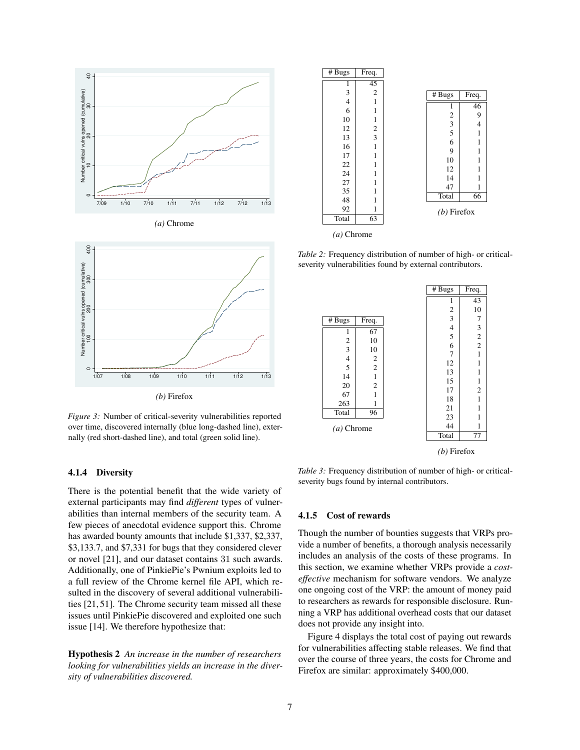*(a)* Chrome

*(b)* Firefox

*Figure 3:* Number of critical-severity vulnerabilities reported over time, discovered internally (blue long-dashed line), externally (red short-dashed line), and total (green solid line).

| # Bugs | Freq. |
|---|---|
| 1 | 45 |
| 3 | 2 |
| 4 | 1 |
| 6 | 1 |
| 10 | 1 |
| 12 | 2 |
| 13 | 3 |
| 16 | 1 |
| 17 | 1 |
| 22 | 1 |
| 24 | 1 |
| 27 | 1 |
| 35 | 1 |
| 48 | 1 |
| 92 | 1 |
| Total | 63 |

*(a)* Chrome

| # Bugs | Freq. |
|---|---|
| 1 | 46 |
| 2 | 9 |
| 3 | 4 |
| 5 | 1 |
| 6 | 1 |
| 9 | 1 |
| 10 | 1 |
| 12 | 1 |
| 14 | 1 |
| 47 | 1 |
| Total | 66 |

*(b)* Firefox

*Table 2:* Frequency distribution of number of high- or critical-severity vulnerabilities found by external contributors.

| # Bugs | Freq. |
|---|---|
| 1 | 67 |
| 2 | 10 |
| 3 | 10 |
| 4 | 2 |
| 5 | 2 |
| 14 | 1 |
| 20 | 2 |
| 67 | 1 |
| 263 | 1 |
| Total | 96 |

*(a)* Chrome

| # Bugs | Freq. |
|---|---|
| 1 | 43 |
| 2 | 10 |
| 3 | 7 |
| 4 | 3 |
| 5 | 2 |
| 6 | 2 |
| 7 | 1 |
| 12 | 1 |
| 13 | 1 |
| 15 | 1 |
| 17 | 2 |
| 18 | 1 |
| 21 | 1 |
| 23 | 1 |
| 44 | 1 |
| Total | 77 |

*(b)* Firefox

*Table 3:* Frequency distribution of number of high- or critical-severity bugs found by internal contributors.

### 4.1.4 Diversity

There is the potential benefit that the wide variety of external participants may find *different* types of vulnerabilities than internal members of the security team. A few pieces of anecdotal evidence support this. Chrome has awarded bounty amounts that include $1,337, $2,337, $3,133.7, and $7,331 for bugs that they considered clever or novel [21], and our dataset contains 31 such awards. Additionally, one of PinkiePie's Pwnium exploits led to a full review of the Chrome kernel file API, which resulted in the discovery of several additional vulnerabilities [21, 51]. The Chrome security team missed all these issues until PinkiePie discovered and exploited one such issue [14]. We therefore hypothesize that:

**Hypothesis 2** *An increase in the number of researchers looking for vulnerabilities yields an increase in the diversity of vulnerabilities discovered.*

### 4.1.5 Cost of rewards

Though the number of bounties suggests that VRPs provide a number of benefits, a thorough analysis necessarily includes an analysis of the costs of these programs. In this section, we examine whether VRPs provide a *cost-effective* mechanism for software vendors. We analyze one ongoing cost of the VRP: the amount of money paid to researchers as rewards for responsible disclosure. Running a VRP has additional overhead costs that our dataset does not provide any insight into.

Figure 4 displays the total cost of paying out rewards for vulnerabilities affecting stable releases. We find that over the course of three years, the costs for Chrome and Firefox are similar: approximately $400,000.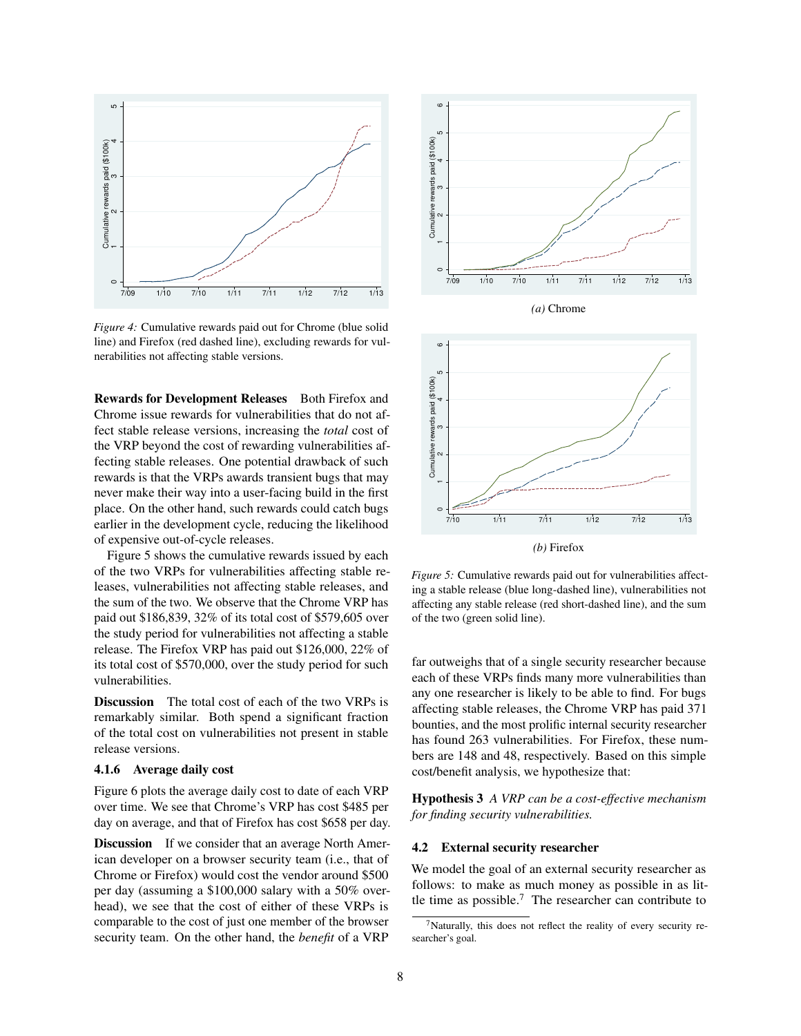*Figure 4:* Cumulative rewards paid out for Chrome (blue solid line) and Firefox (red dashed line), excluding rewards for vulnerabilities not affecting stable versions.

*(a)* Chrome

*(b)* Firefox

*Figure 5:* Cumulative rewards paid out for vulnerabilities affecting a stable release (blue long-dashed line), vulnerabilities not affecting any stable release (red short-dashed line), and the sum of the two (green solid line).

**Rewards for Development Releases** Both Firefox and Chrome issue rewards for vulnerabilities that do not affect stable release versions, increasing the *total* cost of the VRP beyond the cost of rewarding vulnerabilities affecting stable releases. One potential drawback of such rewards is that the VRPs awards transient bugs that may never make their way into a user-facing build in the first place. On the other hand, such rewards could catch bugs earlier in the development cycle, reducing the likelihood of expensive out-of-cycle releases.

Figure 5 shows the cumulative rewards issued by each of the two VRPs for vulnerabilities affecting stable releases, vulnerabilities not affecting stable releases, and the sum of the two. We observe that the Chrome VRP has paid out $186,839, 32% of its total cost of $579,605 over the study period for vulnerabilities not affecting a stable release. The Firefox VRP has paid out $126,000, 22% of its total cost of $570,000, over the study period for such vulnerabilities.

**Discussion** The total cost of each of the two VRPs is remarkably similar. Both spend a significant fraction of the total cost on vulnerabilities not present in stable release versions.

### 4.1.6 Average daily cost

Figure 6 plots the average daily cost to date of each VRP over time. We see that Chrome's VRP has cost $485 per day on average, and that of Firefox has cost $658 per day.

**Discussion** If we consider that an average North American developer on a browser security team (i.e., that of Chrome or Firefox) would cost the vendor around $500 per day (assuming a $100,000 salary with a 50% overhead), we see that the cost of either of these VRPs is comparable to the cost of just one member of the browser security team. On the other hand, the *benefit* of a VRP far outweighs that of a single security researcher because each of these VRPs finds many more vulnerabilities than any one researcher is likely to be able to find. For bugs affecting stable releases, the Chrome VRP has paid 371 bounties, and the most prolific internal security researcher has found 263 vulnerabilities. For Firefox, these numbers are 148 and 48, respectively. Based on this simple cost/benefit analysis, we hypothesize that:

**Hypothesis 3** *A VRP can be a cost-effective mechanism for finding security vulnerabilities.*

## 4.2 External security researcher

We model the goal of an external security researcher as follows: to make as much money as possible in as little time as possible.[7] The researcher can contribute to

[7] Naturally, this does not reflect the reality of every security researcher's goal.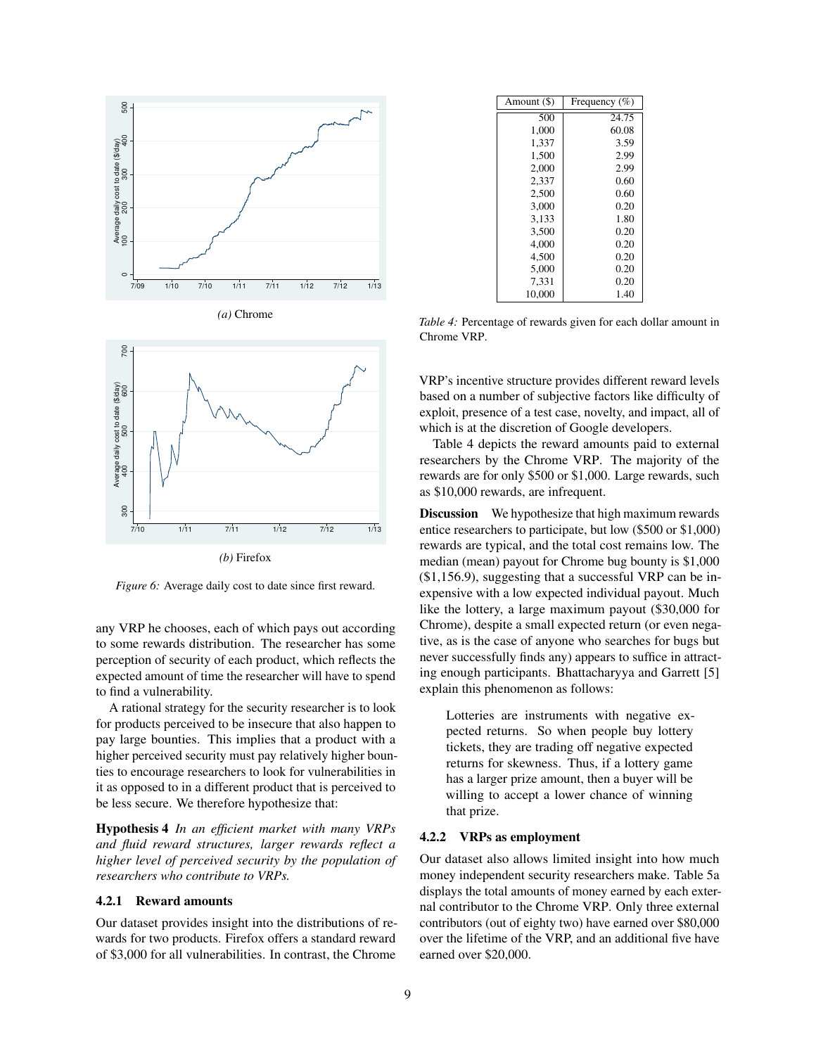*(a)* Chrome

*(b)* Firefox

*Figure 6:* Average daily cost to date since first reward.

any VRP he chooses, each of which pays out according to some rewards distribution. The researcher has some perception of security of each product, which reflects the expected amount of time the researcher will have to spend to find a vulnerability.

A rational strategy for the security researcher is to look for products perceived to be insecure that also happen to pay large bounties. This implies that a product with a higher perceived security must pay relatively higher bounties to encourage researchers to look for vulnerabilities in it as opposed to in a different product that is perceived to be less secure. We therefore hypothesize that:

**Hypothesis 4** *In an efficient market with many VRPs and fluid reward structures, larger rewards reflect a higher level of perceived security by the population of researchers who contribute to VRPs.*

### 4.2.1 Reward amounts

Our dataset provides insight into the distributions of rewards for two products. Firefox offers a standard reward of $3,000 for all vulnerabilities. In contrast, the Chrome VRP's incentive structure provides different reward levels based on a number of subjective factors like difficulty of exploit, presence of a test case, novelty, and impact, all of which is at the discretion of Google developers.

| Amount ($) | Frequency (%) |
|---|---|
| 500 | 24.75 |
| 1,000 | 60.08 |
| 1,337 | 3.59 |
| 1,500 | 2.99 |
| 2,000 | 2.99 |
| 2,337 | 0.60 |
| 2,500 | 0.60 |
| 3,000 | 0.20 |
| 3,133 | 1.80 |
| 3,500 | 0.20 |
| 4,000 | 0.20 |
| 4,500 | 0.20 |
| 5,000 | 0.20 |
| 7,331 | 0.20 |
| 10,000 | 1.40 |

*Table 4:* Percentage of rewards given for each dollar amount in Chrome VRP.

Table 4 depicts the reward amounts paid to external researchers by the Chrome VRP. The majority of the rewards are for only $500 or $1,000. Large rewards, such as $10,000 rewards, are infrequent.

**Discussion** We hypothesize that high maximum rewards entice researchers to participate, but low ($500 or $1,000) rewards are typical, and the total cost remains low. The median (mean) payout for Chrome bug bounty is $1,000 ($1,156.9), suggesting that a successful VRP can be inexpensive with a low expected individual payout. Much like the lottery, a large maximum payout ($30,000 for Chrome), despite a small expected return (or even negative, as is the case of anyone who searches for bugs but never successfully finds any) appears to suffice in attracting enough participants. Bhattacharyya and Garrett [5] explain this phenomenon as follows:

> Lotteries are instruments with negative expected returns. So when people buy lottery tickets, they are trading off negative expected returns for skewness. Thus, if a lottery game has a larger prize amount, then a buyer will be willing to accept a lower chance of winning that prize.

### 4.2.2 VRPs as employment

Our dataset also allows limited insight into how much money independent security researchers make. Table 5a displays the total amounts of money earned by each external contributor to the Chrome VRP. Only three external contributors (out of eighty two) have earned over $80,000 over the lifetime of the VRP, and an additional five have earned over $20,000.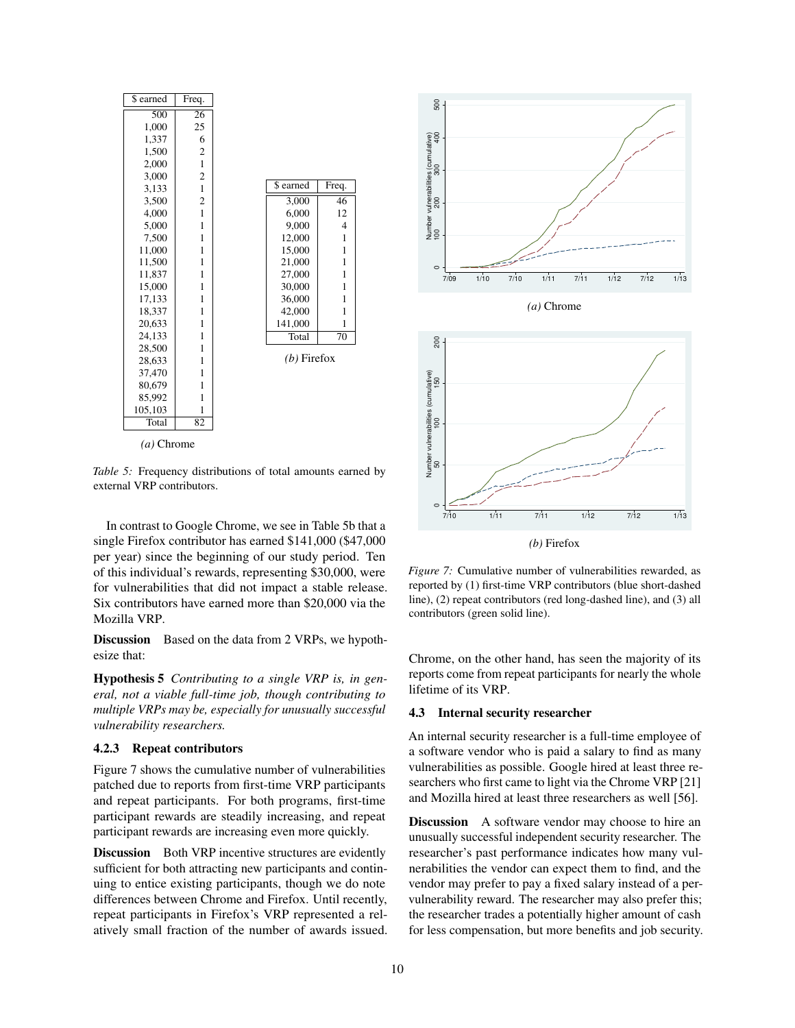| $ earned | Freq. |
|---|---|
| 500 | 26 |
| 1,000 | 25 |
| 1,337 | 6 |
| 1,500 | 2 |
| 2,000 | 1 |
| 3,000 | 2 |
| 3,133 | 1 |
| 3,500 | 2 |
| 4,000 | 1 |
| 5,000 | 1 |
| 7,500 | 1 |
| 11,000 | 1 |
| 11,500 | 1 |
| 11,837 | 1 |
| 15,000 | 1 |
| 17,133 | 1 |
| 18,337 | 1 |
| 20,633 | 1 |
| 24,133 | 1 |
| 28,500 | 1 |
| 28,633 | 1 |
| 37,470 | 1 |
| 80,679 | 1 |
| 85,992 | 1 |
| 105,103 | 1 |
| Total | 82 |

*(a)* Chrome

| $ earned | Freq. |
|---|---|
| 3,000 | 46 |
| 6,000 | 12 |
| 9,000 | 4 |
| 12,000 | 1 |
| 15,000 | 1 |
| 21,000 | 1 |
| 27,000 | 1 |
| 30,000 | 1 |
| 36,000 | 1 |
| 42,000 | 1 |
| 141,000 | 1 |
| Total | 70 |

*(b)* Firefox

*Table 5:* Frequency distributions of total amounts earned by external VRP contributors.

In contrast to Google Chrome, we see in Table 5b that a single Firefox contributor has earned $141,000 ($47,000 per year) since the beginning of our study period. Ten of this individual's rewards, representing $30,000, were for vulnerabilities that did not impact a stable release. Six contributors have earned more than $20,000 via the Mozilla VRP.

**Discussion** Based on the data from 2 VRPs, we hypothesize that:

**Hypothesis 5** *Contributing to a single VRP is, in general, not a viable full-time job, though contributing to multiple VRPs may be, especially for unusually successful vulnerability researchers.*

#### 4.2.3 Repeat contributors

Figure 7 shows the cumulative number of vulnerabilities patched due to reports from first-time VRP participants and repeat participants. For both programs, first-time participant rewards are steadily increasing, and repeat participant rewards are increasing even more quickly.

**Discussion** Both VRP incentive structures are evidently sufficient for both attracting new participants and continuing to entice existing participants, though we do note differences between Chrome and Firefox. Until recently, repeat participants in Firefox's VRP represented a relatively small fraction of the number of awards issued. Chrome, on the other hand, has seen the majority of its reports come from repeat participants for nearly the whole lifetime of its VRP.

*(a)* Chrome

*(b)* Firefox

*Figure 7:* Cumulative number of vulnerabilities rewarded, as reported by (1) first-time VRP contributors (blue short-dashed line), (2) repeat contributors (red long-dashed line), and (3) all contributors (green solid line).

### 4.3 Internal security researcher

An internal security researcher is a full-time employee of a software vendor who is paid a salary to find as many vulnerabilities as possible. Google hired at least three researchers who first came to light via the Chrome VRP [21] and Mozilla hired at least three researchers as well [56].

**Discussion** A software vendor may choose to hire an unusually successful independent security researcher. The researcher's past performance indicates how many vulnerabilities the vendor can expect them to find, and the vendor may prefer to pay a fixed salary instead of a per-vulnerability reward. The researcher may also prefer this; the researcher trades a potentially higher amount of cash for less compensation, but more benefits and job security.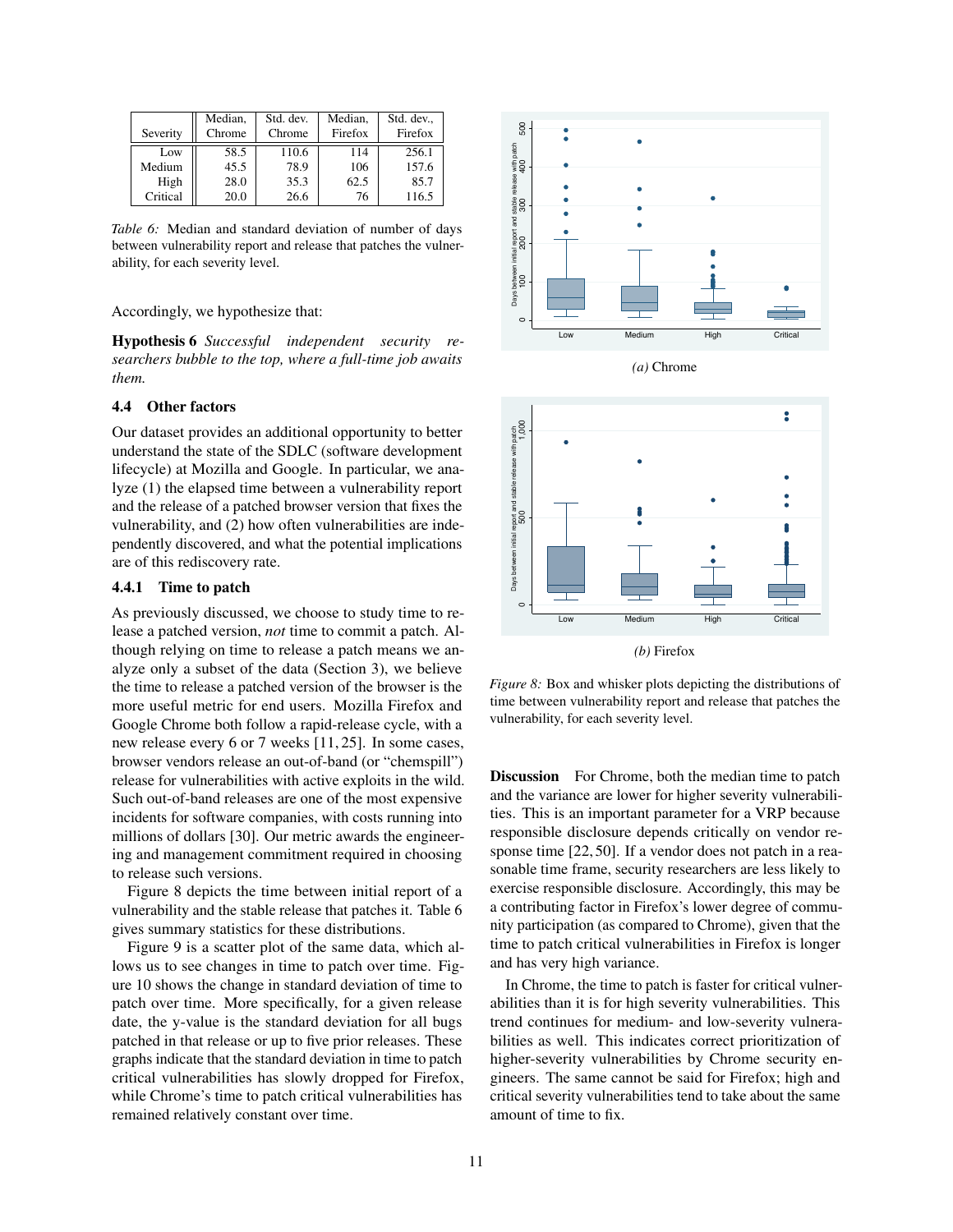| Severity | Median, Chrome | Std. dev. Chrome | Median, Firefox | Std. dev., Firefox |
|---|---|---|---|---|
| Low | 58.5 | 110.6 | 114 | 256.1 |
| Medium | 45.5 | 78.9 | 106 | 157.6 |
| High | 28.0 | 35.3 | 62.5 | 85.7 |
| Critical | 20.0 | 26.6 | 76 | 116.5 |

*Table 6:* Median and standard deviation of number of days between vulnerability report and release that patches the vulnerability, for each severity level.

Accordingly, we hypothesize that:

**Hypothesis 6** *Successful independent security researchers bubble to the top, where a full-time job awaits them.*

### 4.4 Other factors

Our dataset provides an additional opportunity to better understand the state of the SDLC (software development lifecycle) at Mozilla and Google. In particular, we analyze (1) the elapsed time between a vulnerability report and the release of a patched browser version that fixes the vulnerability, and (2) how often vulnerabilities are independently discovered, and what the potential implications are of this rediscovery rate.

#### 4.4.1 Time to patch

As previously discussed, we choose to study time to release a patched version, *not* time to commit a patch. Although relying on time to release a patch means we analyze only a subset of the data (Section 3), we believe the time to release a patched version of the browser is the more useful metric for end users. Mozilla Firefox and Google Chrome both follow a rapid-release cycle, with a new release every 6 or 7 weeks [11, 25]. In some cases, browser vendors release an out-of-band (or "chemspill") release for vulnerabilities with active exploits in the wild. Such out-of-band releases are one of the most expensive incidents for software companies, with costs running into millions of dollars [30]. Our metric awards the engineering and management commitment required in choosing to release such versions.

Figure 8 depicts the time between initial report of a vulnerability and the stable release that patches it. Table 6 gives summary statistics for these distributions.

Figure 9 is a scatter plot of the same data, which allows us to see changes in time to patch over time. Figure 10 shows the change in standard deviation of time to patch over time. More specifically, for a given release date, the y-value is the standard deviation for all bugs patched in that release or up to five prior releases. These graphs indicate that the standard deviation in time to patch critical vulnerabilities has slowly dropped for Firefox, while Chrome's time to patch critical vulnerabilities has remained relatively constant over time.

*(a)* Chrome

*(b)* Firefox

*Figure 8:* Box and whisker plots depicting the distributions of time between vulnerability report and release that patches the vulnerability, for each severity level.

**Discussion** For Chrome, both the median time to patch and the variance are lower for higher severity vulnerabilities. This is an important parameter for a VRP because responsible disclosure depends critically on vendor response time [22, 50]. If a vendor does not patch in a reasonable time frame, security researchers are less likely to exercise responsible disclosure. Accordingly, this may be a contributing factor in Firefox's lower degree of community participation (as compared to Chrome), given that the time to patch critical vulnerabilities in Firefox is longer and has very high variance.

In Chrome, the time to patch is faster for critical vulnerabilities than it is for high severity vulnerabilities. This trend continues for medium- and low-severity vulnerabilities as well. This indicates correct prioritization of higher-severity vulnerabilities by Chrome security engineers. The same cannot be said for Firefox; high and critical severity vulnerabilities tend to take about the same amount of time to fix.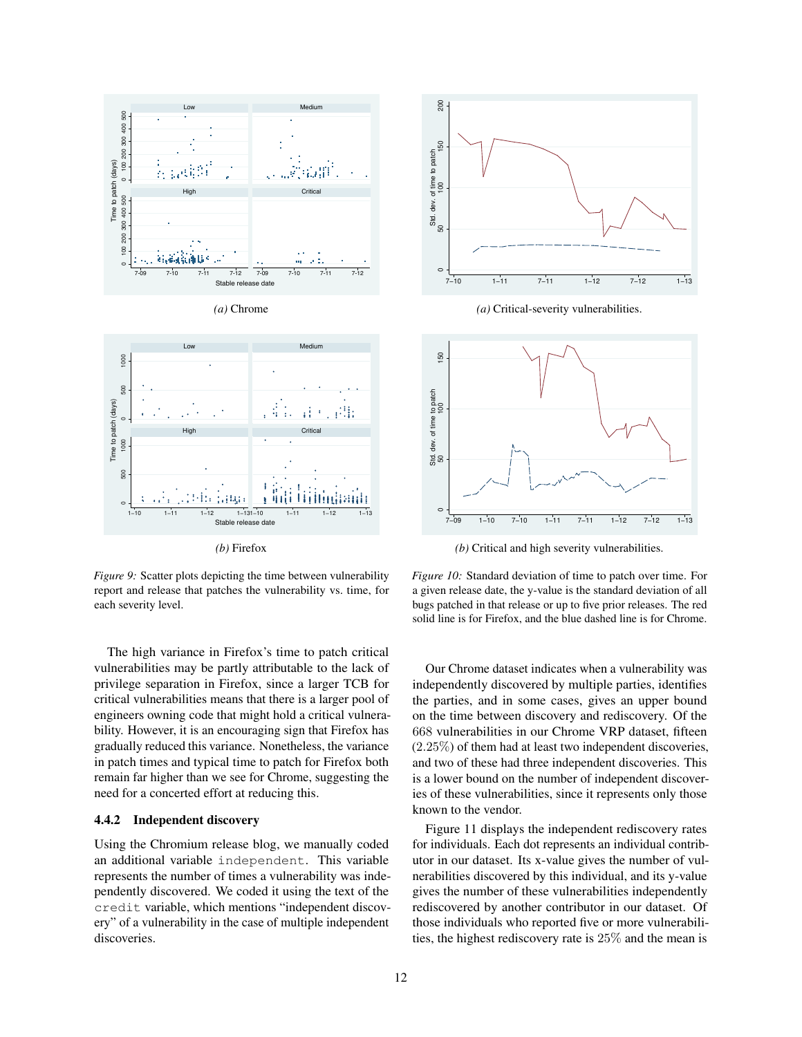*(a)* Chrome

*(b)* Firefox

*Figure 9:* Scatter plots depicting the time between vulnerability report and release that patches the vulnerability vs. time, for each severity level.

*(a)* Critical-severity vulnerabilities.

*(b)* Critical and high severity vulnerabilities.

*Figure 10:* Standard deviation of time to patch over time. For a given release date, the y-value is the standard deviation of all bugs patched in that release or up to five prior releases. The red solid line is for Firefox, and the blue dashed line is for Chrome.

The high variance in Firefox's time to patch critical vulnerabilities may be partly attributable to the lack of privilege separation in Firefox, since a larger TCB for critical vulnerabilities means that there is a larger pool of engineers owning code that might hold a critical vulnerability. However, it is an encouraging sign that Firefox has gradually reduced this variance. Nonetheless, the variance in patch times and typical time to patch for Firefox both remain far higher than we see for Chrome, suggesting the need for a concerted effort at reducing this.

### 4.4.2 Independent discovery

Using the Chromium release blog, we manually coded an additional variable `independent`. This variable represents the number of times a vulnerability was independently discovered. We coded it using the text of the `credit` variable, which mentions "independent discovery" of a vulnerability in the case of multiple independent discoveries.

Our Chrome dataset indicates when a vulnerability was independently discovered by multiple parties, identifies the parties, and in some cases, gives an upper bound on the time between discovery and rediscovery. Of the 668 vulnerabilities in our Chrome VRP dataset, fifteen ($2.25\%$) of them had at least two independent discoveries, and two of these had three independent discoveries. This is a lower bound on the number of independent discoveries of these vulnerabilities, since it represents only those known to the vendor.

Figure 11 displays the independent rediscovery rates for individuals. Each dot represents an individual contributor in our dataset. Its x-value gives the number of vulnerabilities discovered by this individual, and its y-value gives the number of these vulnerabilities independently rediscovered by another contributor in our dataset. Of those individuals who reported five or more vulnerabilities, the highest rediscovery rate is $25\%$ and the mean is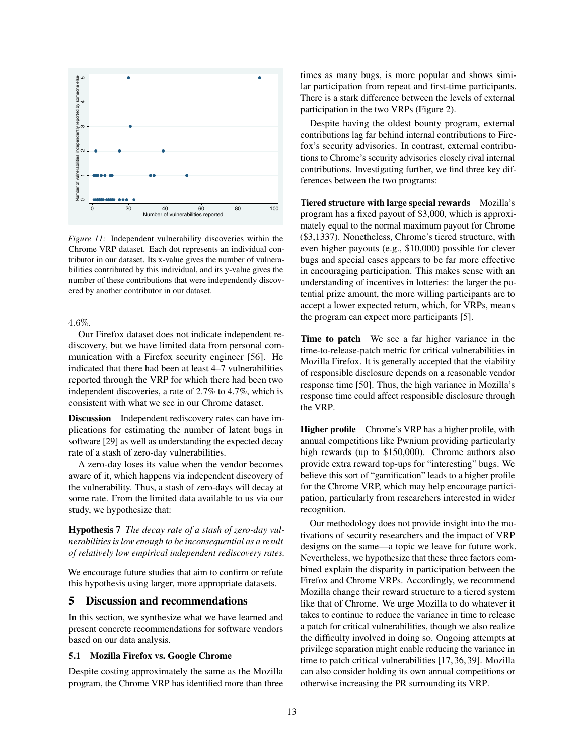*Figure 11:* Independent vulnerability discoveries within the Chrome VRP dataset. Each dot represents an individual contributor in our dataset. Its x-value gives the number of vulnerabilities contributed by this individual, and its y-value gives the number of these contributions that were independently discovered by another contributor in our dataset.

4.6%.

Our Firefox dataset does not indicate independent rediscovery, but we have limited data from personal communication with a Firefox security engineer [56]. He indicated that there had been at least 4–7 vulnerabilities reported through the VRP for which there had been two independent discoveries, a rate of 2.7% to 4.7%, which is consistent with what we see in our Chrome dataset.

**Discussion** Independent rediscovery rates can have implications for estimating the number of latent bugs in software [29] as well as understanding the expected decay rate of a stash of zero-day vulnerabilities.

A zero-day loses its value when the vendor becomes aware of it, which happens via independent discovery of the vulnerability. Thus, a stash of zero-days will decay at some rate. From the limited data available to us via our study, we hypothesize that:

**Hypothesis 7** *The decay rate of a stash of zero-day vulnerabilities is low enough to be inconsequential as a result of relatively low empirical independent rediscovery rates.*

We encourage future studies that aim to confirm or refute this hypothesis using larger, more appropriate datasets.

## 5 Discussion and recommendations

In this section, we synthesize what we have learned and present concrete recommendations for software vendors based on our data analysis.

### 5.1 Mozilla Firefox vs. Google Chrome

Despite costing approximately the same as the Mozilla program, the Chrome VRP has identified more than three times as many bugs, is more popular and shows similar participation from repeat and first-time participants. There is a stark difference between the levels of external participation in the two VRPs (Figure 2).

Despite having the oldest bounty program, external contributions lag far behind internal contributions to Firefox's security advisories. In contrast, external contributions to Chrome's security advisories closely rival internal contributions. Investigating further, we find three key differences between the two programs:

**Tiered structure with large special rewards** Mozilla's program has a fixed payout of $3,000, which is approximately equal to the normal maximum payout for Chrome ($3,1337). Nonetheless, Chrome's tiered structure, with even higher payouts (e.g., $10,000) possible for clever bugs and special cases appears to be far more effective in encouraging participation. This makes sense with an understanding of incentives in lotteries: the larger the potential prize amount, the more willing participants are to accept a lower expected return, which, for VRPs, means the program can expect more participants [5].

**Time to patch** We see a far higher variance in the time-to-release-patch metric for critical vulnerabilities in Mozilla Firefox. It is generally accepted that the viability of responsible disclosure depends on a reasonable vendor response time [50]. Thus, the high variance in Mozilla's response time could affect responsible disclosure through the VRP.

**Higher profile** Chrome's VRP has a higher profile, with annual competitions like Pwnium providing particularly high rewards (up to $150,000). Chrome authors also provide extra reward top-ups for "interesting" bugs. We believe this sort of "gamification" leads to a higher profile for the Chrome VRP, which may help encourage participation, particularly from researchers interested in wider recognition.

Our methodology does not provide insight into the motivations of security researchers and the impact of VRP designs on the same—a topic we leave for future work. Nevertheless, we hypothesize that these three factors combined explain the disparity in participation between the Firefox and Chrome VRPs. Accordingly, we recommend Mozilla change their reward structure to a tiered system like that of Chrome. We urge Mozilla to do whatever it takes to continue to reduce the variance in time to release a patch for critical vulnerabilities, though we also realize the difficulty involved in doing so. Ongoing attempts at privilege separation might enable reducing the variance in time to patch critical vulnerabilities [17, 36, 39]. Mozilla can also consider holding its own annual competitions or otherwise increasing the PR surrounding its VRP.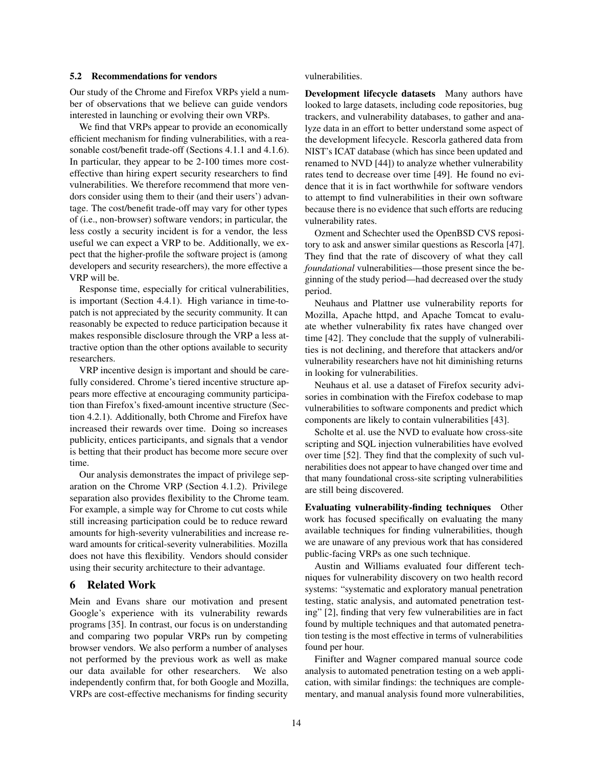### 5.2 Recommendations for vendors

Our study of the Chrome and Firefox VRPs yield a number of observations that we believe can guide vendors interested in launching or evolving their own VRPs.

We find that VRPs appear to provide an economically efficient mechanism for finding vulnerabilities, with a reasonable cost/benefit trade-off (Sections 4.1.1 and 4.1.6). In particular, they appear to be 2-100 times more cost-effective than hiring expert security researchers to find vulnerabilities. We therefore recommend that more vendors consider using them to their (and their users') advantage. The cost/benefit trade-off may vary for other types of (i.e., non-browser) software vendors; in particular, the less costly a security incident is for a vendor, the less useful we can expect a VRP to be. Additionally, we expect that the higher-profile the software project is (among developers and security researchers), the more effective a VRP will be.

Response time, especially for critical vulnerabilities, is important (Section 4.4.1). High variance in time-to-patch is not appreciated by the security community. It can reasonably be expected to reduce participation because it makes responsible disclosure through the VRP a less attractive option than the other options available to security researchers.

VRP incentive design is important and should be carefully considered. Chrome's tiered incentive structure appears more effective at encouraging community participation than Firefox's fixed-amount incentive structure (Section 4.2.1). Additionally, both Chrome and Firefox have increased their rewards over time. Doing so increases publicity, entices participants, and signals that a vendor is betting that their product has become more secure over time.

Our analysis demonstrates the impact of privilege separation on the Chrome VRP (Section 4.1.2). Privilege separation also provides flexibility to the Chrome team. For example, a simple way for Chrome to cut costs while still increasing participation could be to reduce reward amounts for high-severity vulnerabilities and increase reward amounts for critical-severity vulnerabilities. Mozilla does not have this flexibility. Vendors should consider using their security architecture to their advantage.

## 6 Related Work

Mein and Evans share our motivation and present Google's experience with its vulnerability rewards programs [35]. In contrast, our focus is on understanding and comparing two popular VRPs run by competing browser vendors. We also perform a number of analyses not performed by the previous work as well as make our data available for other researchers. We also independently confirm that, for both Google and Mozilla, VRPs are cost-effective mechanisms for finding security vulnerabilities.

**Development lifecycle datasets** Many authors have looked to large datasets, including code repositories, bug trackers, and vulnerability databases, to gather and analyze data in an effort to better understand some aspect of the development lifecycle. Rescorla gathered data from NIST's ICAT database (which has since been updated and renamed to NVD [44]) to analyze whether vulnerability rates tend to decrease over time [49]. He found no evidence that it is in fact worthwhile for software vendors to attempt to find vulnerabilities in their own software because there is no evidence that such efforts are reducing vulnerability rates.

Ozment and Schechter used the OpenBSD CVS repository to ask and answer similar questions as Rescorla [47]. They find that the rate of discovery of what they call *foundational* vulnerabilities—those present since the beginning of the study period—had decreased over the study period.

Neuhaus and Plattner use vulnerability reports for Mozilla, Apache httpd, and Apache Tomcat to evaluate whether vulnerability fix rates have changed over time [42]. They conclude that the supply of vulnerabilities is not declining, and therefore that attackers and/or vulnerability researchers have not hit diminishing returns in looking for vulnerabilities.

Neuhaus et al. use a dataset of Firefox security advisories in combination with the Firefox codebase to map vulnerabilities to software components and predict which components are likely to contain vulnerabilities [43].

Scholte et al. use the NVD to evaluate how cross-site scripting and SQL injection vulnerabilities have evolved over time [52]. They find that the complexity of such vulnerabilities does not appear to have changed over time and that many foundational cross-site scripting vulnerabilities are still being discovered.

**Evaluating vulnerability-finding techniques** Other work has focused specifically on evaluating the many available techniques for finding vulnerabilities, though we are unaware of any previous work that has considered public-facing VRPs as one such technique.

Austin and Williams evaluated four different techniques for vulnerability discovery on two health record systems: "systematic and exploratory manual penetration testing, static analysis, and automated penetration testing" [2], finding that very few vulnerabilities are in fact found by multiple techniques and that automated penetration testing is the most effective in terms of vulnerabilities found per hour.

Finifter and Wagner compared manual source code analysis to automated penetration testing on a web application, with similar findings: the techniques are complementary, and manual analysis found more vulnerabilities,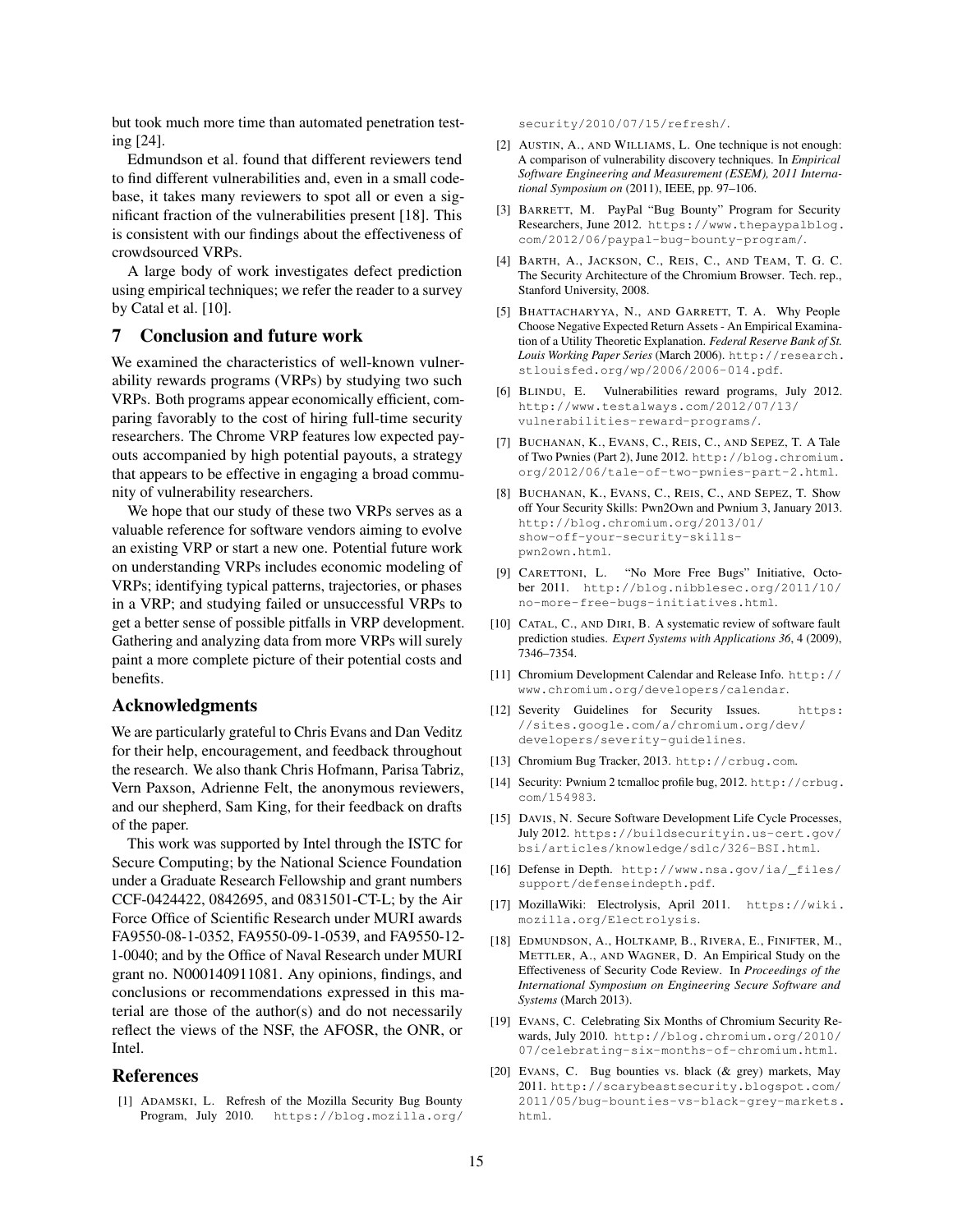but took much more time than automated penetration testing [24].

Edmundson et al. found that different reviewers tend to find different vulnerabilities and, even in a small codebase, it takes many reviewers to spot all or even a significant fraction of the vulnerabilities present [18]. This is consistent with our findings about the effectiveness of crowdsourced VRPs.

A large body of work investigates defect prediction using empirical techniques; we refer the reader to a survey by Catal et al. [10].

## 7 Conclusion and future work

We examined the characteristics of well-known vulnerability rewards programs (VRPs) by studying two such VRPs. Both programs appear economically efficient, comparing favorably to the cost of hiring full-time security researchers. The Chrome VRP features low expected payouts accompanied by high potential payouts, a strategy that appears to be effective in engaging a broad community of vulnerability researchers.

We hope that our study of these two VRPs serves as a valuable reference for software vendors aiming to evolve an existing VRP or start a new one. Potential future work on understanding VRPs includes economic modeling of VRPs; identifying typical patterns, trajectories, or phases in a VRP; and studying failed or unsuccessful VRPs to get a better sense of possible pitfalls in VRP development. Gathering and analyzing data from more VRPs will surely paint a more complete picture of their potential costs and benefits.

## Acknowledgments

We are particularly grateful to Chris Evans and Dan Veditz for their help, encouragement, and feedback throughout the research. We also thank Chris Hofmann, Parisa Tabriz, Vern Paxson, Adrienne Felt, the anonymous reviewers, and our shepherd, Sam King, for their feedback on drafts of the paper.

This work was supported by Intel through the ISTC for Secure Computing; by the National Science Foundation under a Graduate Research Fellowship and grant numbers CCF-0424422, 0842695, and 0831501-CT-L; by the Air Force Office of Scientific Research under MURI awards FA9550-08-1-0352, FA9550-09-1-0539, and FA9550-12-1-0040; and by the Office of Naval Research under MURI grant no. N000140911081. Any opinions, findings, and conclusions or recommendations expressed in this material are those of the author(s) and do not necessarily reflect the views of the NSF, the AFOSR, the ONR, or Intel.

## References

[1] Adamski, L. Refresh of the Mozilla Security Bug Bounty Program, July 2010. https://blog.mozilla.org/security/2010/07/15/refresh/.

[2] Austin, A., and Williams, L. One technique is not enough: A comparison of vulnerability discovery techniques. In *Empirical Software Engineering and Measurement (ESEM), 2011 International Symposium on* (2011), IEEE, pp. 97–106.

[3] Barrett, M. PayPal "Bug Bounty" Program for Security Researchers, June 2012. https://www.thepaypalblog.com/2012/06/paypal-bug-bounty-program/.

[4] Barth, A., Jackson, C., Reis, C., and Team, T. G. C. The Security Architecture of the Chromium Browser. Tech. rep., Stanford University, 2008.

[5] Bhattacharyya, N., and Garrett, T. A. Why People Choose Negative Expected Return Assets - An Empirical Examination of a Utility Theoretic Explanation. *Federal Reserve Bank of St. Louis Working Paper Series* (March 2006). http://research.stlouisfed.org/wp/2006/2006-014.pdf.

[6] Blindu, E. Vulnerabilities reward programs, July 2012. http://www.testalways.com/2012/07/13/vulnerabilities-reward-programs/.

[7] Buchanan, K., Evans, C., Reis, C., and Sepez, T. A Tale of Two Pwnies (Part 2), June 2012. http://blog.chromium.org/2012/06/tale-of-two-pwnies-part-2.html.

[8] Buchanan, K., Evans, C., Reis, C., and Sepez, T. Show off Your Security Skills: Pwn2Own and Pwnium 3, January 2013. http://blog.chromium.org/2013/01/show-off-your-security-skills-pwn2own.html.

[9] Carettoni, L. "No More Free Bugs" Initiative, October 2011. http://blog.nibblesec.org/2011/10/no-more-free-bugs-initiatives.html.

[10] Catal, C., and Diri, B. A systematic review of software fault prediction studies. *Expert Systems with Applications 36*, 4 (2009), 7346–7354.

[11] Chromium Development Calendar and Release Info. http://www.chromium.org/developers/calendar.

[12] Severity Guidelines for Security Issues. https://sites.google.com/a/chromium.org/dev/developers/severity-guidelines.

[13] Chromium Bug Tracker, 2013. http://crbug.com.

[14] Security: Pwnium 2 tcmalloc profile bug, 2012. http://crbug.com/154983.

[15] Davis, N. Secure Software Development Life Cycle Processes, July 2012. https://buildsecurityin.us-cert.gov/bsi/articles/knowledge/sdlc/326-BSI.html.

[16] Defense in Depth. http://www.nsa.gov/ia/_files/support/defenseindepth.pdf.

[17] MozillaWiki: Electrolysis, April 2011. https://wiki.mozilla.org/Electrolysis.

[18] Edmundson, A., Holtkamp, B., Rivera, E., Finifter, M., Mettler, A., and Wagner, D. An Empirical Study on the Effectiveness of Security Code Review. In *Proceedings of the International Symposium on Engineering Secure Software and Systems* (March 2013).

[19] Evans, C. Celebrating Six Months of Chromium Security Rewards, July 2010. http://blog.chromium.org/2010/07/celebrating-six-months-of-chromium.html.

[20] Evans, C. Bug bounties vs. black (& grey) markets, May 2011. http://scarybeastsecurity.blogspot.com/2011/05/bug-bounties-vs-black-grey-markets.html.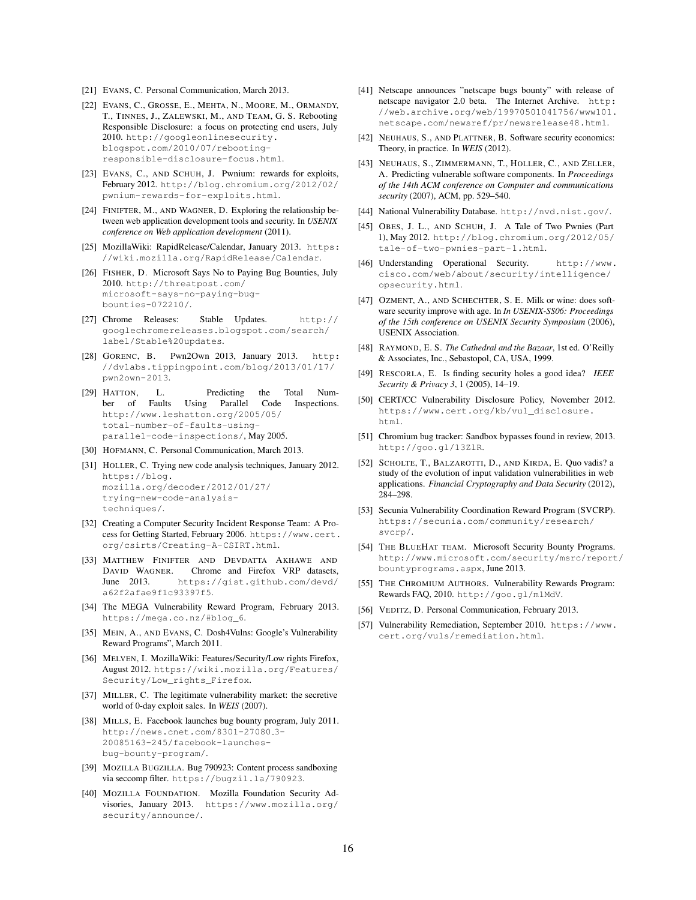[21] Evans, C. Personal Communication, March 2013.

[22] Evans, C., Grosse, E., Mehta, N., Moore, M., Ormandy, T., Tinnes, J., Zalewski, M., and Team, G. S. Rebooting Responsible Disclosure: a focus on protecting end users, July 2010. http://googleonlinesecurity.blogspot.com/2010/07/rebooting-responsible-disclosure-focus.html.

[23] Evans, C., and Schuh, J. Pwnium: rewards for exploits, February 2012. http://blog.chromium.org/2012/02/pwnium-rewards-for-exploits.html.

[24] Finifter, M., and Wagner, D. Exploring the relationship between web application development tools and security. In *USENIX conference on Web application development* (2011).

[25] MozillaWiki: RapidRelease/Calendar, January 2013. https://wiki.mozilla.org/RapidRelease/Calendar.

[26] Fisher, D. Microsoft Says No to Paying Bug Bounties, July 2010. http://threatpost.com/microsoft-says-no-paying-bug-bounties-072210/.

[27] Chrome Releases: Stable Updates. http://googlechromereleases.blogspot.com/search/label/Stable%20updates.

[28] Gorenc, B. Pwn2Own 2013, January 2013. http://dvlabs.tippingpoint.com/blog/2013/01/17/pwn2own-2013.

[29] Hatton, L. Predicting the Total Number of Faults Using Parallel Code Inspections. http://www.leshatton.org/2005/05/total-number-of-faults-using-parallel-code-inspections/, May 2005.

[30] Hofmann, C. Personal Communication, March 2013.

[31] Holler, C. Trying new code analysis techniques, January 2012. https://blog.mozilla.org/decoder/2012/01/27/trying-new-code-analysis-techniques/.

[32] Creating a Computer Security Incident Response Team: A Process for Getting Started, February 2006. https://www.cert.org/csirts/Creating-A-CSIRT.html.

[33] Matthew Finifter and Devdatta Akhawe and David Wagner. Chrome and Firefox VRP datasets, June 2013. https://gist.github.com/devd/a62f2afae9f1c93397f5.

[34] The MEGA Vulnerability Reward Program, February 2013. https://mega.co.nz/#blog_6.

[35] Mein, A., and Evans, C. Dosh4Vulns: Google's Vulnerability Reward Programs", March 2011.

[36] Melven, I. MozillaWiki: Features/Security/Low rights Firefox, August 2012. https://wiki.mozilla.org/Features/Security/Low_rights_Firefox.

[37] Miller, C. The legitimate vulnerability market: the secretive world of 0-day exploit sales. In *WEIS* (2007).

[38] Mills, E. Facebook launches bug bounty program, July 2011. http://news.cnet.com/8301-27080_3-20085163-245/facebook-launches-bug-bounty-program/.

[39] Mozilla Bugzilla. Bug 790923: Content process sandboxing via seccomp filter. https://bugzil.la/790923.

[40] Mozilla Foundation. Mozilla Foundation Security Advisories, January 2013. https://www.mozilla.org/security/announce/.

[41] Netscape announces "netscape bugs bounty" with release of netscape navigator 2.0 beta. The Internet Archive. http://web.archive.org/web/19970501041756/www101.netscape.com/newsref/pr/newsrelease48.html.

[42] Neuhaus, S., and Plattner, B. Software security economics: Theory, in practice. In *WEIS* (2012).

[43] Neuhaus, S., Zimmermann, T., Holler, C., and Zeller, A. Predicting vulnerable software components. In *Proceedings of the 14th ACM conference on Computer and communications security* (2007), ACM, pp. 529–540.

[44] National Vulnerability Database. http://nvd.nist.gov/.

[45] Obes, J. L., and Schuh, J. A Tale of Two Pwnies (Part 1), May 2012. http://blog.chromium.org/2012/05/tale-of-two-pwnies-part-1.html.

[46] Understanding Operational Security. http://www.cisco.com/web/about/security/intelligence/opsecurity.html.

[47] Ozment, A., and Schechter, S. E. Milk or wine: does software security improve with age. In *In USENIX-SS06: Proceedings of the 15th conference on USENIX Security Symposium* (2006), USENIX Association.

[48] Raymond, E. S. *The Cathedral and the Bazaar*, 1st ed. O'Reilly & Associates, Inc., Sebastopol, CA, USA, 1999.

[49] Rescorla, E. Is finding security holes a good idea? *IEEE Security & Privacy 3*, 1 (2005), 14–19.

[50] CERT/CC Vulnerability Disclosure Policy, November 2012. https://www.cert.org/kb/vul_disclosure.html.

[51] Chromium bug tracker: Sandbox bypasses found in review, 2013. http://goo.gl/13Z1R.

[52] Scholte, T., Balzarotti, D., and Kirda, E. Quo vadis? a study of the evolution of input validation vulnerabilities in web applications. *Financial Cryptography and Data Security* (2012), 284–298.

[53] Secunia Vulnerability Coordination Reward Program (SVCRP). https://secunia.com/community/research/svcrp/.

[54] The BlueHat team. Microsoft Security Bounty Programs. http://www.microsoft.com/security/msrc/report/bountyprograms.aspx, June 2013.

[55] The Chromium Authors. Vulnerability Rewards Program: Rewards FAQ, 2010. http://goo.gl/m1MdV.

[56] Veditz, D. Personal Communication, February 2013.

[57] Vulnerability Remediation, September 2010. https://www.cert.org/vuls/remediation.html.